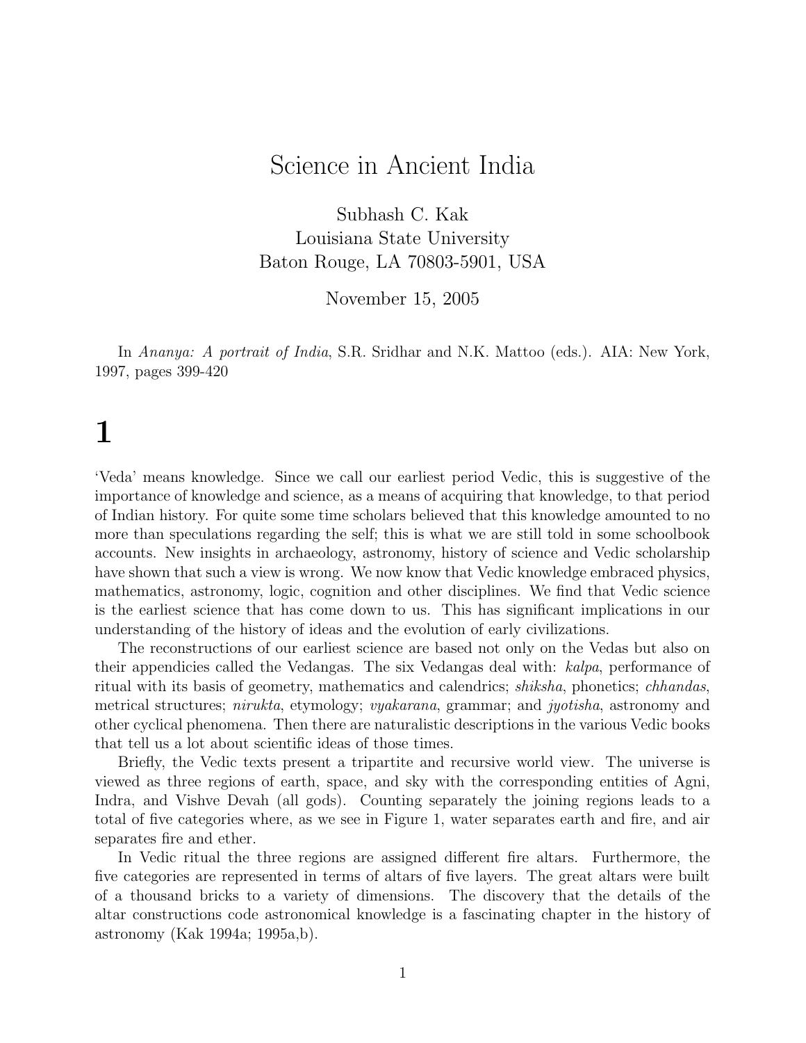# Science in Ancient India

Subhash C. Kak
Louisiana State University
Baton Rouge, LA 70803-5901, USA

November 15, 2005

In *Ananya: A portrait of India*, S.R. Sridhar and N.K. Mattoo (eds.). AIA: New York, 1997, pages 399-420

## 1

'Veda' means knowledge. Since we call our earliest period Vedic, this is suggestive of the importance of knowledge and science, as a means of acquiring that knowledge, to that period of Indian history. For quite some time scholars believed that this knowledge amounted to no more than speculations regarding the self; this is what we are still told in some schoolbook accounts. New insights in archaeology, astronomy, history of science and Vedic scholarship have shown that such a view is wrong. We now know that Vedic knowledge embraced physics, mathematics, astronomy, logic, cognition and other disciplines. We find that Vedic science is the earliest science that has come down to us. This has significant implications in our understanding of the history of ideas and the evolution of early civilizations.

The reconstructions of our earliest science are based not only on the Vedas but also on their appendicies called the Vedangas. The six Vedangas deal with: *kalpa*, performance of ritual with its basis of geometry, mathematics and calendrics; *shiksha*, phonetics; *chhandas*, metrical structures; *nirukta*, etymology; *vyakarana*, grammar; and *jyotisha*, astronomy and other cyclical phenomena. Then there are naturalistic descriptions in the various Vedic books that tell us a lot about scientific ideas of those times.

Briefly, the Vedic texts present a tripartite and recursive world view. The universe is viewed as three regions of earth, space, and sky with the corresponding entities of Agni, Indra, and Vishve Devah (all gods). Counting separately the joining regions leads to a total of five categories where, as we see in Figure 1, water separates earth and fire, and air separates fire and ether.

In Vedic ritual the three regions are assigned different fire altars. Furthermore, the five categories are represented in terms of altars of five layers. The great altars were built of a thousand bricks to a variety of dimensions. The discovery that the details of the altar constructions code astronomical knowledge is a fascinating chapter in the history of astronomy (Kak 1994a; 1995a,b).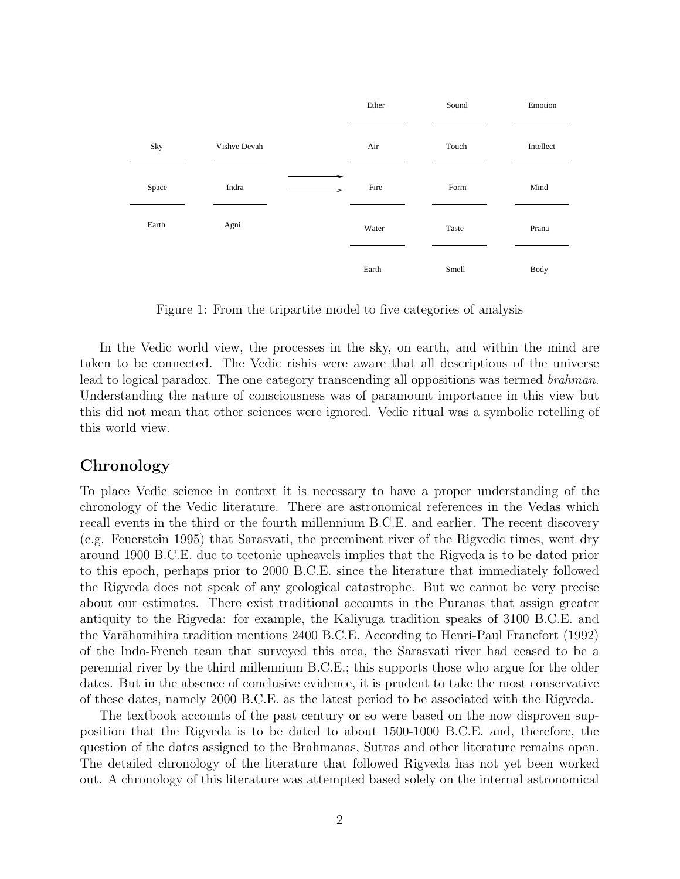| | |
|---|---|
| Sky | Vishve Devah |
| Space | Indra |
| Earth | Agni |

→

| | | |
|---|---|---|
| Ether | Sound | Emotion |
| Air | Touch | Intellect |
| Fire | Form | Mind |
| Water | Taste | Prana |
| Earth | Smell | Body |

Figure 1: From the tripartite model to five categories of analysis

In the Vedic world view, the processes in the sky, on earth, and within the mind are taken to be connected. The Vedic rishis were aware that all descriptions of the universe lead to logical paradox. The one category transcending all oppositions was termed *brahman*. Understanding the nature of consciousness was of paramount importance in this view but this did not mean that other sciences were ignored. Vedic ritual was a symbolic retelling of this world view.

## Chronology

To place Vedic science in context it is necessary to have a proper understanding of the chronology of the Vedic literature. There are astronomical references in the Vedas which recall events in the third or the fourth millennium B.C.E. and earlier. The recent discovery (e.g. Feuerstein 1995) that Sarasvati, the preeminent river of the Rigvedic times, went dry around 1900 B.C.E. due to tectonic upheavels implies that the Rigveda is to be dated prior to this epoch, perhaps prior to 2000 B.C.E. since the literature that immediately followed the Rigveda does not speak of any geological catastrophe. But we cannot be very precise about our estimates. There exist traditional accounts in the Puranas that assign greater antiquity to the Rigveda: for example, the Kaliyuga tradition speaks of 3100 B.C.E. and the Varāhamihira tradition mentions 2400 B.C.E. According to Henri-Paul Francfort (1992) of the Indo-French team that surveyed this area, the Sarasvati river had ceased to be a perennial river by the third millennium B.C.E.; this supports those who argue for the older dates. But in the absence of conclusive evidence, it is prudent to take the most conservative of these dates, namely 2000 B.C.E. as the latest period to be associated with the Rigveda.

The textbook accounts of the past century or so were based on the now disproven supposition that the Rigveda is to be dated to about 1500-1000 B.C.E. and, therefore, the question of the dates assigned to the Brahmanas, Sutras and other literature remains open. The detailed chronology of the literature that followed Rigveda has not yet been worked out. A chronology of this literature was attempted based solely on the internal astronomical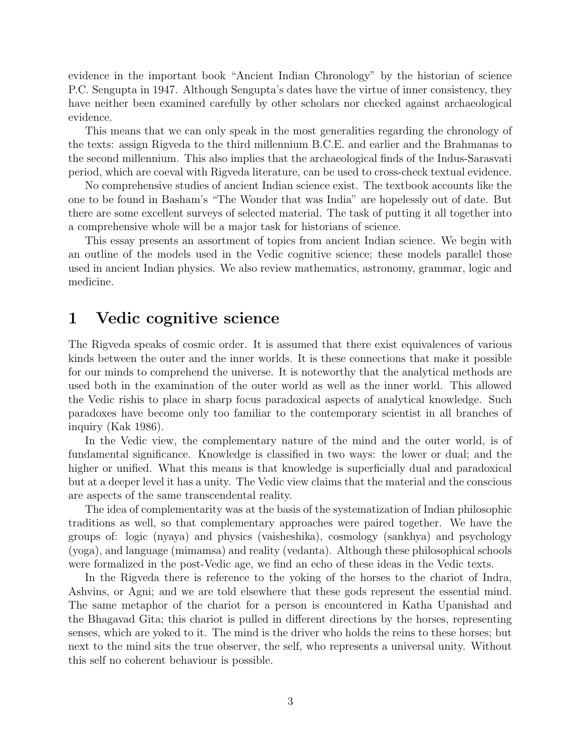evidence in the important book "Ancient Indian Chronology" by the historian of science P.C. Sengupta in 1947. Although Sengupta's dates have the virtue of inner consistency, they have neither been examined carefully by other scholars nor checked against archaeological evidence.

This means that we can only speak in the most generalities regarding the chronology of the texts: assign Rigveda to the third millennium B.C.E. and earlier and the Brahmanas to the second millennium. This also implies that the archaeological finds of the Indus-Sarasvati period, which are coeval with Rigveda literature, can be used to cross-check textual evidence.

No comprehensive studies of ancient Indian science exist. The textbook accounts like the one to be found in Basham's "The Wonder that was India" are hopelessly out of date. But there are some excellent surveys of selected material. The task of putting it all together into a comprehensive whole will be a major task for historians of science.

This essay presents an assortment of topics from ancient Indian science. We begin with an outline of the models used in the Vedic cognitive science; these models parallel those used in ancient Indian physics. We also review mathematics, astronomy, grammar, logic and medicine.

# 1 Vedic cognitive science

The Rigveda speaks of cosmic order. It is assumed that there exist equivalences of various kinds between the outer and the inner worlds. It is these connections that make it possible for our minds to comprehend the universe. It is noteworthy that the analytical methods are used both in the examination of the outer world as well as the inner world. This allowed the Vedic rishis to place in sharp focus paradoxical aspects of analytical knowledge. Such paradoxes have become only too familiar to the contemporary scientist in all branches of inquiry (Kak 1986).

In the Vedic view, the complementary nature of the mind and the outer world, is of fundamental significance. Knowledge is classified in two ways: the lower or dual; and the higher or unified. What this means is that knowledge is superficially dual and paradoxical but at a deeper level it has a unity. The Vedic view claims that the material and the conscious are aspects of the same transcendental reality.

The idea of complementarity was at the basis of the systematization of Indian philosophic traditions as well, so that complementary approaches were paired together. We have the groups of: logic (nyaya) and physics (vaisheshika), cosmology (sankhya) and psychology (yoga), and language (mimamsa) and reality (vedanta). Although these philosophical schools were formalized in the post-Vedic age, we find an echo of these ideas in the Vedic texts.

In the Rigveda there is reference to the yoking of the horses to the chariot of Indra, Ashvins, or Agni; and we are told elsewhere that these gods represent the essential mind. The same metaphor of the chariot for a person is encountered in Katha Upanishad and the Bhagavad Gita; this chariot is pulled in different directions by the horses, representing senses, which are yoked to it. The mind is the driver who holds the reins to these horses; but next to the mind sits the true observer, the self, who represents a universal unity. Without this self no coherent behaviour is possible.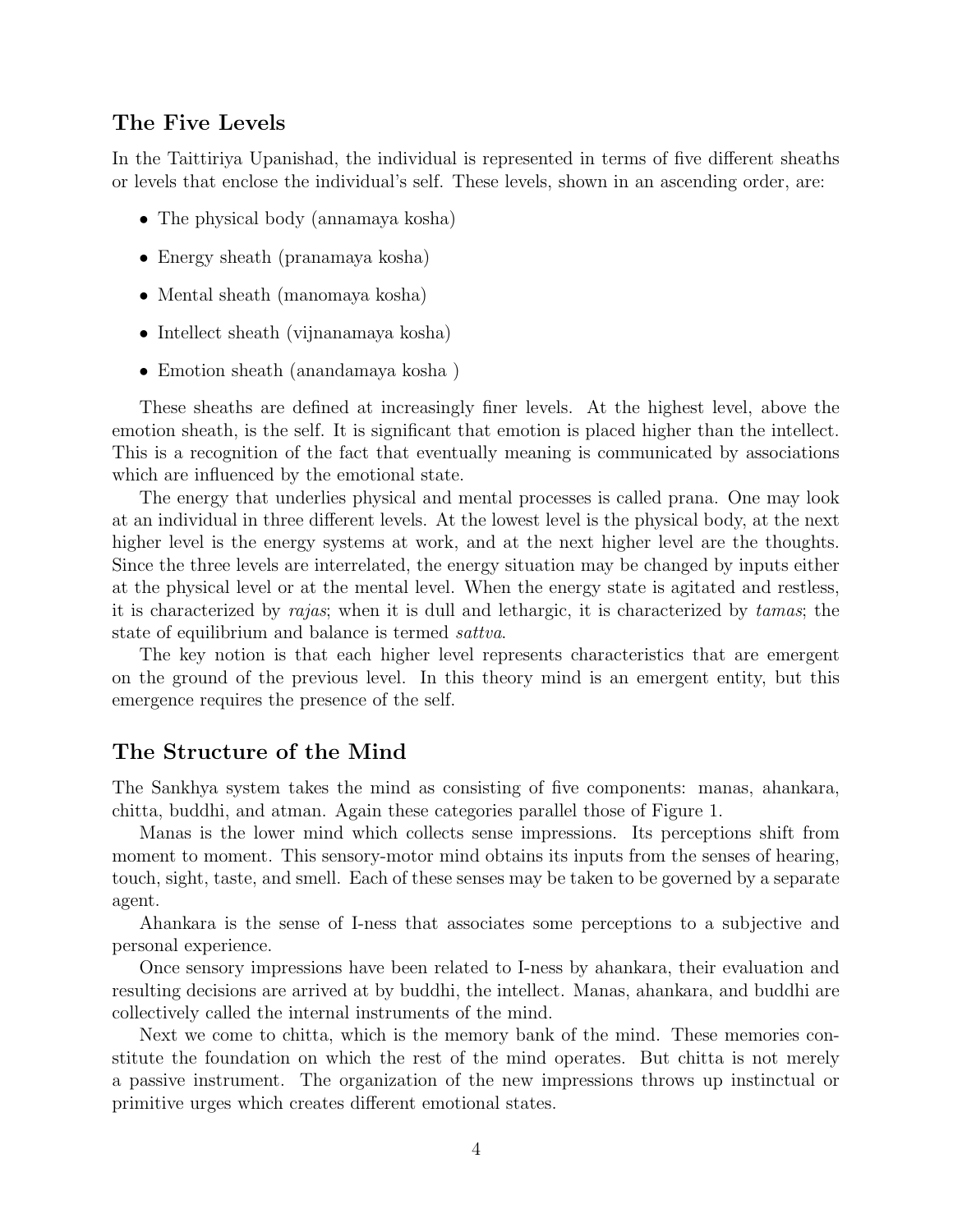## The Five Levels

In the Taittiriya Upanishad, the individual is represented in terms of five different sheaths or levels that enclose the individual's self. These levels, shown in an ascending order, are:

- The physical body (annamaya kosha)
- Energy sheath (pranamaya kosha)
- Mental sheath (manomaya kosha)
- Intellect sheath (vijnanamaya kosha)
- Emotion sheath (anandamaya kosha )

These sheaths are defined at increasingly finer levels. At the highest level, above the emotion sheath, is the self. It is significant that emotion is placed higher than the intellect. This is a recognition of the fact that eventually meaning is communicated by associations which are influenced by the emotional state.

The energy that underlies physical and mental processes is called prana. One may look at an individual in three different levels. At the lowest level is the physical body, at the next higher level is the energy systems at work, and at the next higher level are the thoughts. Since the three levels are interrelated, the energy situation may be changed by inputs either at the physical level or at the mental level. When the energy state is agitated and restless, it is characterized by *rajas*; when it is dull and lethargic, it is characterized by *tamas*; the state of equilibrium and balance is termed *sattva*.

The key notion is that each higher level represents characteristics that are emergent on the ground of the previous level. In this theory mind is an emergent entity, but this emergence requires the presence of the self.

## The Structure of the Mind

The Sankhya system takes the mind as consisting of five components: manas, ahankara, chitta, buddhi, and atman. Again these categories parallel those of Figure 1.

Manas is the lower mind which collects sense impressions. Its perceptions shift from moment to moment. This sensory-motor mind obtains its inputs from the senses of hearing, touch, sight, taste, and smell. Each of these senses may be taken to be governed by a separate agent.

Ahankara is the sense of I-ness that associates some perceptions to a subjective and personal experience.

Once sensory impressions have been related to I-ness by ahankara, their evaluation and resulting decisions are arrived at by buddhi, the intellect. Manas, ahankara, and buddhi are collectively called the internal instruments of the mind.

Next we come to chitta, which is the memory bank of the mind. These memories constitute the foundation on which the rest of the mind operates. But chitta is not merely a passive instrument. The organization of the new impressions throws up instinctual or primitive urges which creates different emotional states.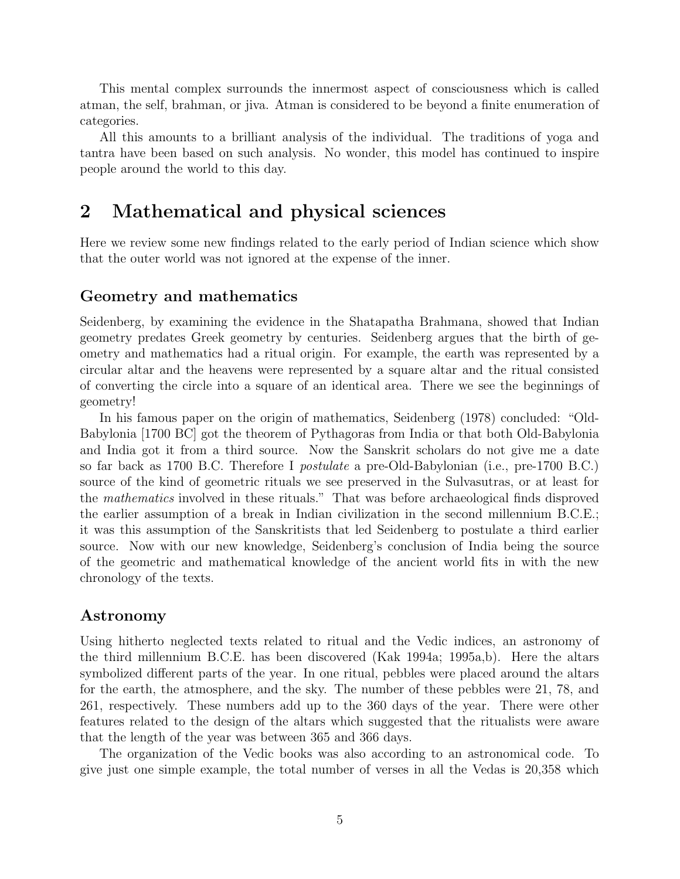This mental complex surrounds the innermost aspect of consciousness which is called atman, the self, brahman, or jiva. Atman is considered to be beyond a finite enumeration of categories.

All this amounts to a brilliant analysis of the individual. The traditions of yoga and tantra have been based on such analysis. No wonder, this model has continued to inspire people around the world to this day.

## 2 Mathematical and physical sciences

Here we review some new findings related to the early period of Indian science which show that the outer world was not ignored at the expense of the inner.

### Geometry and mathematics

Seidenberg, by examining the evidence in the Shatapatha Brahmana, showed that Indian geometry predates Greek geometry by centuries. Seidenberg argues that the birth of geometry and mathematics had a ritual origin. For example, the earth was represented by a circular altar and the heavens were represented by a square altar and the ritual consisted of converting the circle into a square of an identical area. There we see the beginnings of geometry!

In his famous paper on the origin of mathematics, Seidenberg (1978) concluded: "Old-Babylonia [1700 BC] got the theorem of Pythagoras from India or that both Old-Babylonia and India got it from a third source. Now the Sanskrit scholars do not give me a date so far back as 1700 B.C. Therefore I *postulate* a pre-Old-Babylonian (i.e., pre-1700 B.C.) source of the kind of geometric rituals we see preserved in the Sulvasutras, or at least for the *mathematics* involved in these rituals." That was before archaeological finds disproved the earlier assumption of a break in Indian civilization in the second millennium B.C.E.; it was this assumption of the Sanskritists that led Seidenberg to postulate a third earlier source. Now with our new knowledge, Seidenberg's conclusion of India being the source of the geometric and mathematical knowledge of the ancient world fits in with the new chronology of the texts.

### Astronomy

Using hitherto neglected texts related to ritual and the Vedic indices, an astronomy of the third millennium B.C.E. has been discovered (Kak 1994a; 1995a,b). Here the altars symbolized different parts of the year. In one ritual, pebbles were placed around the altars for the earth, the atmosphere, and the sky. The number of these pebbles were 21, 78, and 261, respectively. These numbers add up to the 360 days of the year. There were other features related to the design of the altars which suggested that the ritualists were aware that the length of the year was between 365 and 366 days.

The organization of the Vedic books was also according to an astronomical code. To give just one simple example, the total number of verses in all the Vedas is 20,358 which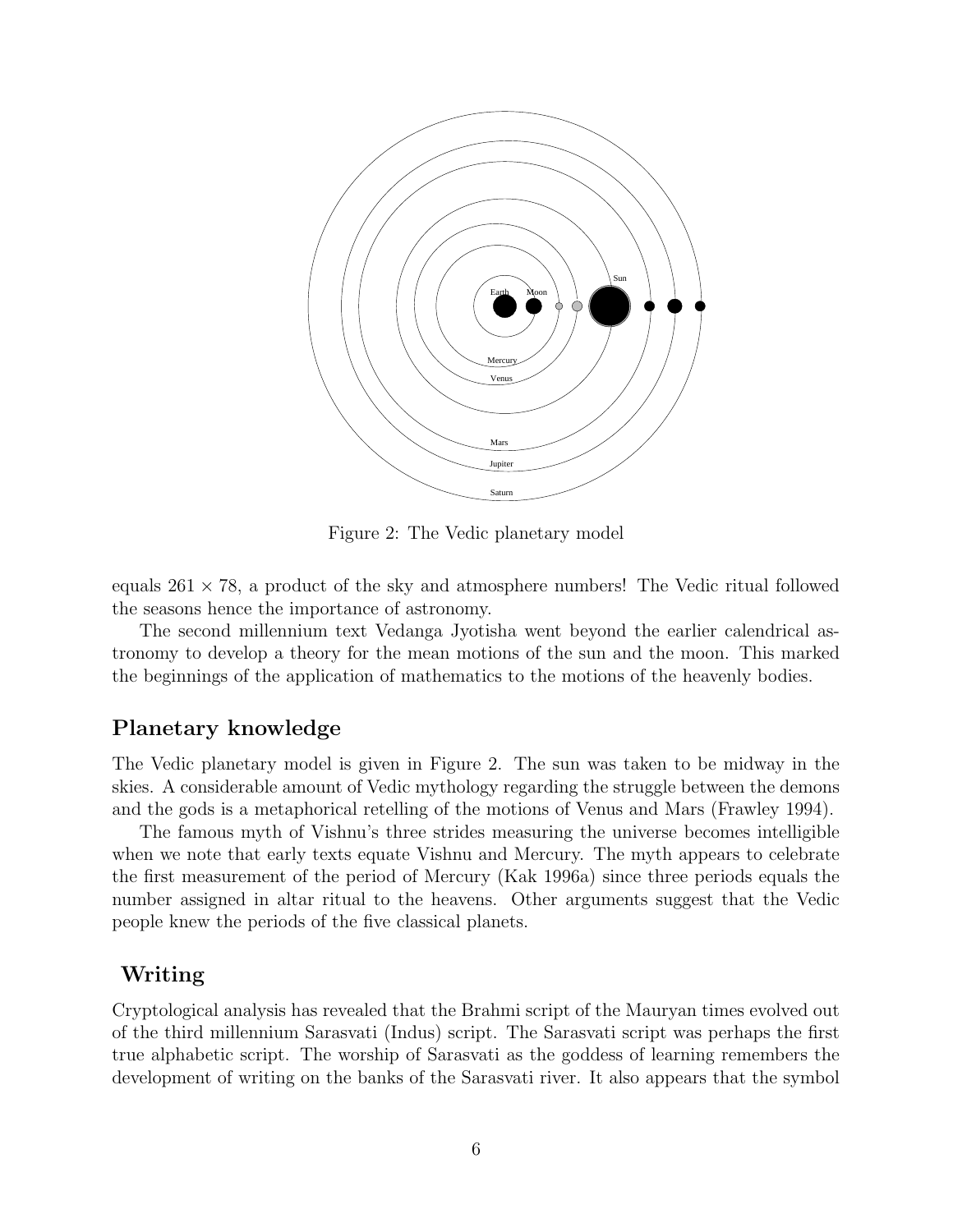Figure 2: The Vedic planetary model

equals $261 \times 78$, a product of the sky and atmosphere numbers! The Vedic ritual followed the seasons hence the importance of astronomy.

The second millennium text Vedanga Jyotisha went beyond the earlier calendrical astronomy to develop a theory for the mean motions of the sun and the moon. This marked the beginnings of the application of mathematics to the motions of the heavenly bodies.

## Planetary knowledge

The Vedic planetary model is given in Figure 2. The sun was taken to be midway in the skies. A considerable amount of Vedic mythology regarding the struggle between the demons and the gods is a metaphorical retelling of the motions of Venus and Mars (Frawley 1994).

The famous myth of Vishnu's three strides measuring the universe becomes intelligible when we note that early texts equate Vishnu and Mercury. The myth appears to celebrate the first measurement of the period of Mercury (Kak 1996a) since three periods equals the number assigned in altar ritual to the heavens. Other arguments suggest that the Vedic people knew the periods of the five classical planets.

## Writing

Cryptological analysis has revealed that the Brahmi script of the Mauryan times evolved out of the third millennium Sarasvati (Indus) script. The Sarasvati script was perhaps the first true alphabetic script. The worship of Sarasvati as the goddess of learning remembers the development of writing on the banks of the Sarasvati river. It also appears that the symbol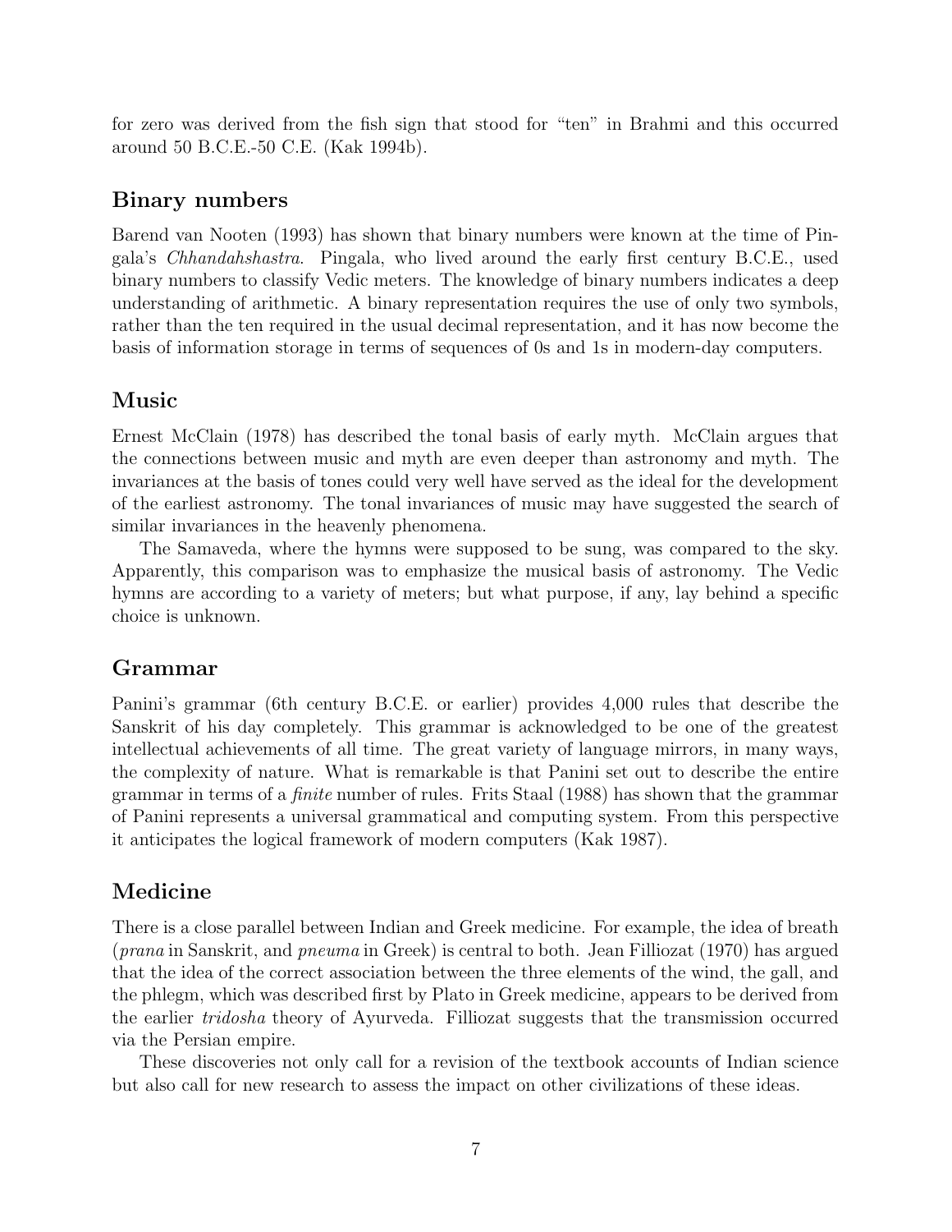for zero was derived from the fish sign that stood for "ten" in Brahmi and this occurred around 50 B.C.E.-50 C.E. (Kak 1994b).

## Binary numbers

Barend van Nooten (1993) has shown that binary numbers were known at the time of Pingala's *Chhandahshastra*. Pingala, who lived around the early first century B.C.E., used binary numbers to classify Vedic meters. The knowledge of binary numbers indicates a deep understanding of arithmetic. A binary representation requires the use of only two symbols, rather than the ten required in the usual decimal representation, and it has now become the basis of information storage in terms of sequences of 0s and 1s in modern-day computers.

## Music

Ernest McClain (1978) has described the tonal basis of early myth. McClain argues that the connections between music and myth are even deeper than astronomy and myth. The invariances at the basis of tones could very well have served as the ideal for the development of the earliest astronomy. The tonal invariances of music may have suggested the search of similar invariances in the heavenly phenomena.

The Samaveda, where the hymns were supposed to be sung, was compared to the sky. Apparently, this comparison was to emphasize the musical basis of astronomy. The Vedic hymns are according to a variety of meters; but what purpose, if any, lay behind a specific choice is unknown.

## Grammar

Panini's grammar (6th century B.C.E. or earlier) provides 4,000 rules that describe the Sanskrit of his day completely. This grammar is acknowledged to be one of the greatest intellectual achievements of all time. The great variety of language mirrors, in many ways, the complexity of nature. What is remarkable is that Panini set out to describe the entire grammar in terms of a *finite* number of rules. Frits Staal (1988) has shown that the grammar of Panini represents a universal grammatical and computing system. From this perspective it anticipates the logical framework of modern computers (Kak 1987).

## Medicine

There is a close parallel between Indian and Greek medicine. For example, the idea of breath (*prana* in Sanskrit, and *pneuma* in Greek) is central to both. Jean Filliozat (1970) has argued that the idea of the correct association between the three elements of the wind, the gall, and the phlegm, which was described first by Plato in Greek medicine, appears to be derived from the earlier *tridosha* theory of Ayurveda. Filliozat suggests that the transmission occurred via the Persian empire.

These discoveries not only call for a revision of the textbook accounts of Indian science but also call for new research to assess the impact on other civilizations of these ideas.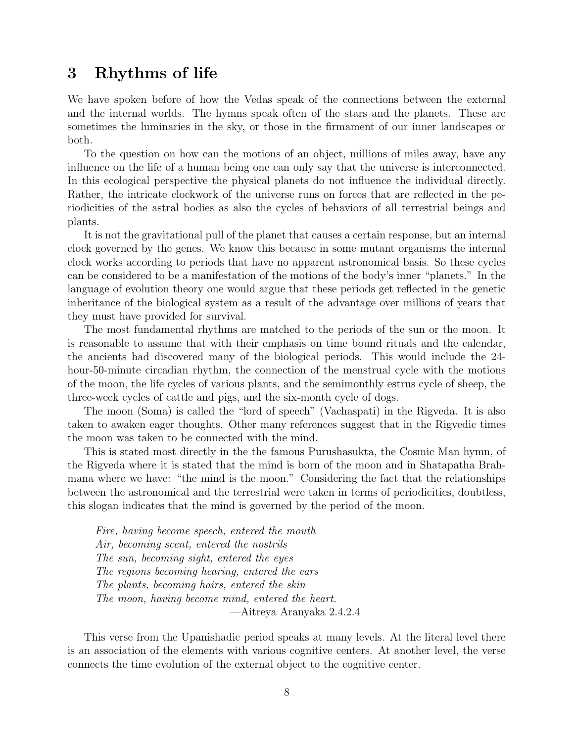## 3 Rhythms of life

We have spoken before of how the Vedas speak of the connections between the external and the internal worlds. The hymns speak often of the stars and the planets. These are sometimes the luminaries in the sky, or those in the firmament of our inner landscapes or both.

To the question on how can the motions of an object, millions of miles away, have any influence on the life of a human being one can only say that the universe is interconnected. In this ecological perspective the physical planets do not influence the individual directly. Rather, the intricate clockwork of the universe runs on forces that are reflected in the periodicities of the astral bodies as also the cycles of behaviors of all terrestrial beings and plants.

It is not the gravitational pull of the planet that causes a certain response, but an internal clock governed by the genes. We know this because in some mutant organisms the internal clock works according to periods that have no apparent astronomical basis. So these cycles can be considered to be a manifestation of the motions of the body's inner "planets." In the language of evolution theory one would argue that these periods get reflected in the genetic inheritance of the biological system as a result of the advantage over millions of years that they must have provided for survival.

The most fundamental rhythms are matched to the periods of the sun or the moon. It is reasonable to assume that with their emphasis on time bound rituals and the calendar, the ancients had discovered many of the biological periods. This would include the 24-hour-50-minute circadian rhythm, the connection of the menstrual cycle with the motions of the moon, the life cycles of various plants, and the semimonthly estrus cycle of sheep, the three-week cycles of cattle and pigs, and the six-month cycle of dogs.

The moon (Soma) is called the "lord of speech" (Vachaspati) in the Rigveda. It is also taken to awaken eager thoughts. Other many references suggest that in the Rigvedic times the moon was taken to be connected with the mind.

This is stated most directly in the the famous Purushasukta, the Cosmic Man hymn, of the Rigveda where it is stated that the mind is born of the moon and in Shatapatha Brahmana where we have: "the mind is the moon." Considering the fact that the relationships between the astronomical and the terrestrial were taken in terms of periodicities, doubtless, this slogan indicates that the mind is governed by the period of the moon.

> *Fire, having become speech, entered the mouth*
> *Air, becoming scent, entered the nostrils*
> *The sun, becoming sight, entered the eyes*
> *The regions becoming hearing, entered the ears*
> *The plants, becoming hairs, entered the skin*
> *The moon, having become mind, entered the heart.*
>
> —Aitreya Aranyaka 2.4.2.4

This verse from the Upanishadic period speaks at many levels. At the literal level there is an association of the elements with various cognitive centers. At another level, the verse connects the time evolution of the external object to the cognitive center.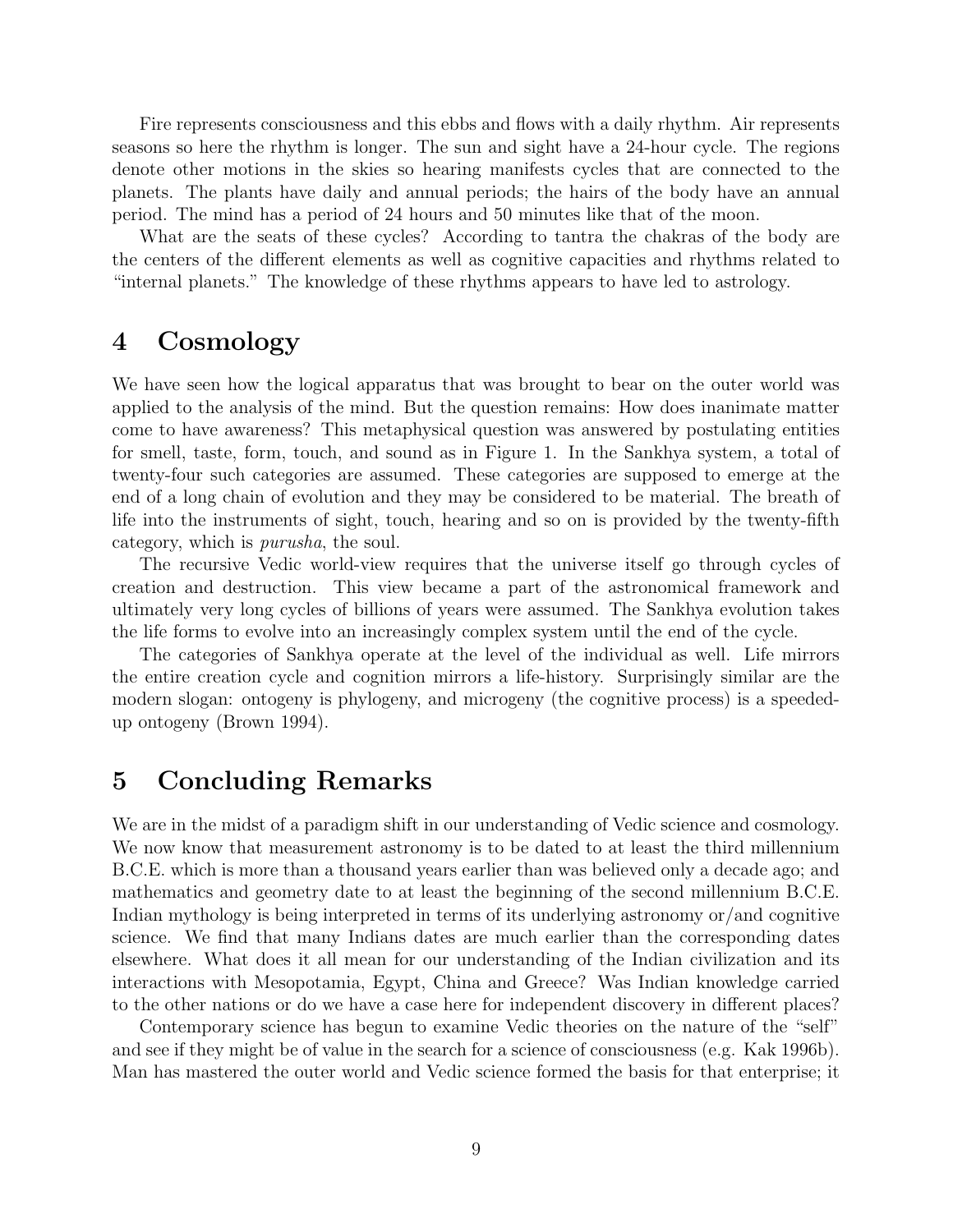Fire represents consciousness and this ebbs and flows with a daily rhythm. Air represents seasons so here the rhythm is longer. The sun and sight have a 24-hour cycle. The regions denote other motions in the skies so hearing manifests cycles that are connected to the planets. The plants have daily and annual periods; the hairs of the body have an annual period. The mind has a period of 24 hours and 50 minutes like that of the moon.

What are the seats of these cycles? According to tantra the chakras of the body are the centers of the different elements as well as cognitive capacities and rhythms related to "internal planets." The knowledge of these rhythms appears to have led to astrology.

## 4 Cosmology

We have seen how the logical apparatus that was brought to bear on the outer world was applied to the analysis of the mind. But the question remains: How does inanimate matter come to have awareness? This metaphysical question was answered by postulating entities for smell, taste, form, touch, and sound as in Figure 1. In the Sankhya system, a total of twenty-four such categories are assumed. These categories are supposed to emerge at the end of a long chain of evolution and they may be considered to be material. The breath of life into the instruments of sight, touch, hearing and so on is provided by the twenty-fifth category, which is *purusha*, the soul.

The recursive Vedic world-view requires that the universe itself go through cycles of creation and destruction. This view became a part of the astronomical framework and ultimately very long cycles of billions of years were assumed. The Sankhya evolution takes the life forms to evolve into an increasingly complex system until the end of the cycle.

The categories of Sankhya operate at the level of the individual as well. Life mirrors the entire creation cycle and cognition mirrors a life-history. Surprisingly similar are the modern slogan: ontogeny is phylogeny, and microgeny (the cognitive process) is a speeded-up ontogeny (Brown 1994).

## 5 Concluding Remarks

We are in the midst of a paradigm shift in our understanding of Vedic science and cosmology. We now know that measurement astronomy is to be dated to at least the third millennium B.C.E. which is more than a thousand years earlier than was believed only a decade ago; and mathematics and geometry date to at least the beginning of the second millennium B.C.E. Indian mythology is being interpreted in terms of its underlying astronomy or/and cognitive science. We find that many Indians dates are much earlier than the corresponding dates elsewhere. What does it all mean for our understanding of the Indian civilization and its interactions with Mesopotamia, Egypt, China and Greece? Was Indian knowledge carried to the other nations or do we have a case here for independent discovery in different places?

Contemporary science has begun to examine Vedic theories on the nature of the "self" and see if they might be of value in the search for a science of consciousness (e.g. Kak 1996b). Man has mastered the outer world and Vedic science formed the basis for that enterprise; it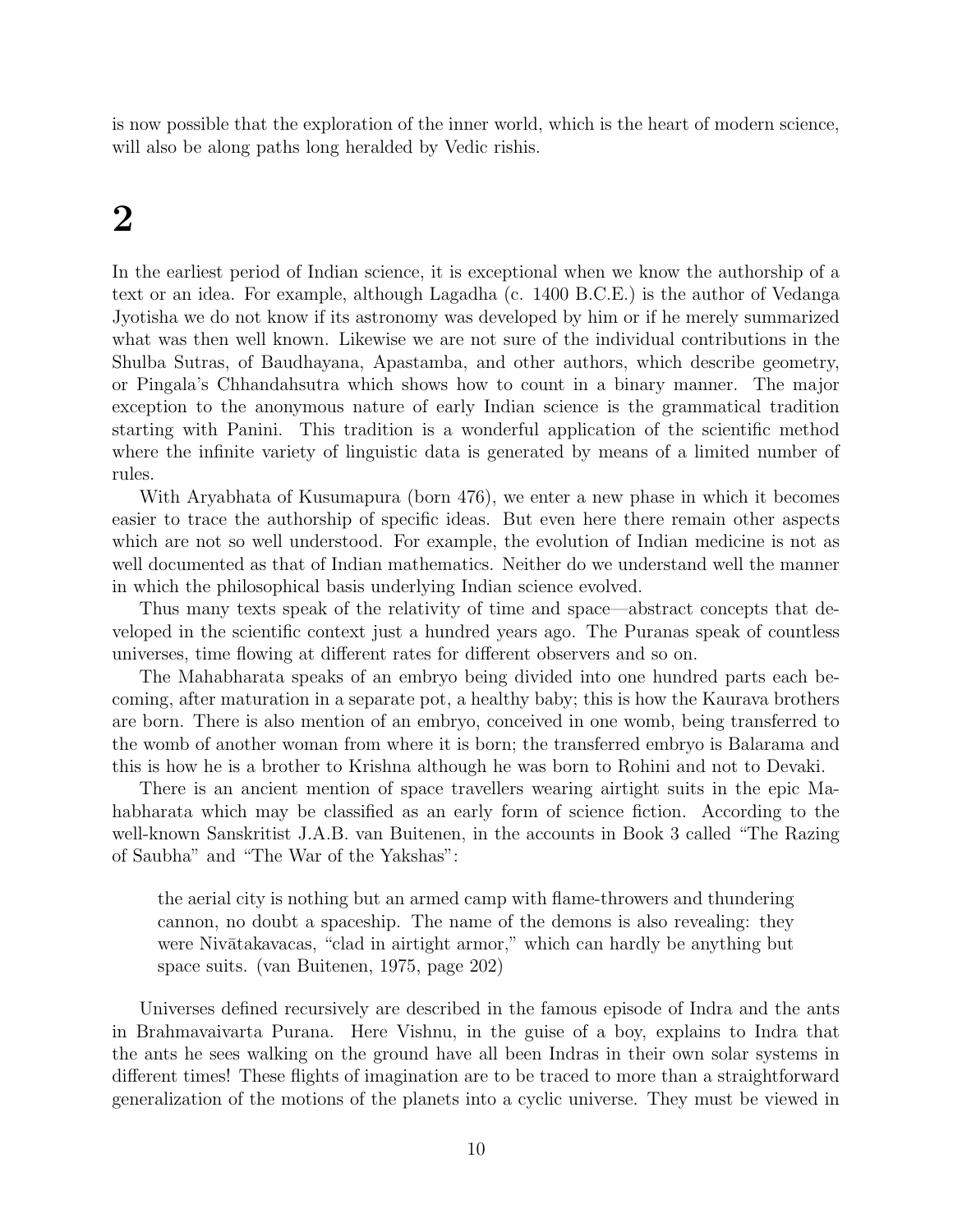is now possible that the exploration of the inner world, which is the heart of modern science, will also be along paths long heralded by Vedic rishis.

# 2

In the earliest period of Indian science, it is exceptional when we know the authorship of a text or an idea. For example, although Lagadha (c. 1400 B.C.E.) is the author of Vedanga Jyotisha we do not know if its astronomy was developed by him or if he merely summarized what was then well known. Likewise we are not sure of the individual contributions in the Shulba Sutras, of Baudhayana, Apastamba, and other authors, which describe geometry, or Pingala's Chhandahsutra which shows how to count in a binary manner. The major exception to the anonymous nature of early Indian science is the grammatical tradition starting with Panini. This tradition is a wonderful application of the scientific method where the infinite variety of linguistic data is generated by means of a limited number of rules.

With Aryabhata of Kusumapura (born 476), we enter a new phase in which it becomes easier to trace the authorship of specific ideas. But even here there remain other aspects which are not so well understood. For example, the evolution of Indian medicine is not as well documented as that of Indian mathematics. Neither do we understand well the manner in which the philosophical basis underlying Indian science evolved.

Thus many texts speak of the relativity of time and space—abstract concepts that developed in the scientific context just a hundred years ago. The Puranas speak of countless universes, time flowing at different rates for different observers and so on.

The Mahabharata speaks of an embryo being divided into one hundred parts each becoming, after maturation in a separate pot, a healthy baby; this is how the Kaurava brothers are born. There is also mention of an embryo, conceived in one womb, being transferred to the womb of another woman from where it is born; the transferred embryo is Balarama and this is how he is a brother to Krishna although he was born to Rohini and not to Devaki.

There is an ancient mention of space travellers wearing airtight suits in the epic Mahabharata which may be classified as an early form of science fiction. According to the well-known Sanskritist J.A.B. van Buitenen, in the accounts in Book 3 called "The Razing of Saubha" and "The War of the Yakshas":

> the aerial city is nothing but an armed camp with flame-throwers and thundering cannon, no doubt a spaceship. The name of the demons is also revealing: they were Nivātakavacas, "clad in airtight armor," which can hardly be anything but space suits. (van Buitenen, 1975, page 202)

Universes defined recursively are described in the famous episode of Indra and the ants in Brahmavaivarta Purana. Here Vishnu, in the guise of a boy, explains to Indra that the ants he sees walking on the ground have all been Indras in their own solar systems in different times! These flights of imagination are to be traced to more than a straightforward generalization of the motions of the planets into a cyclic universe. They must be viewed in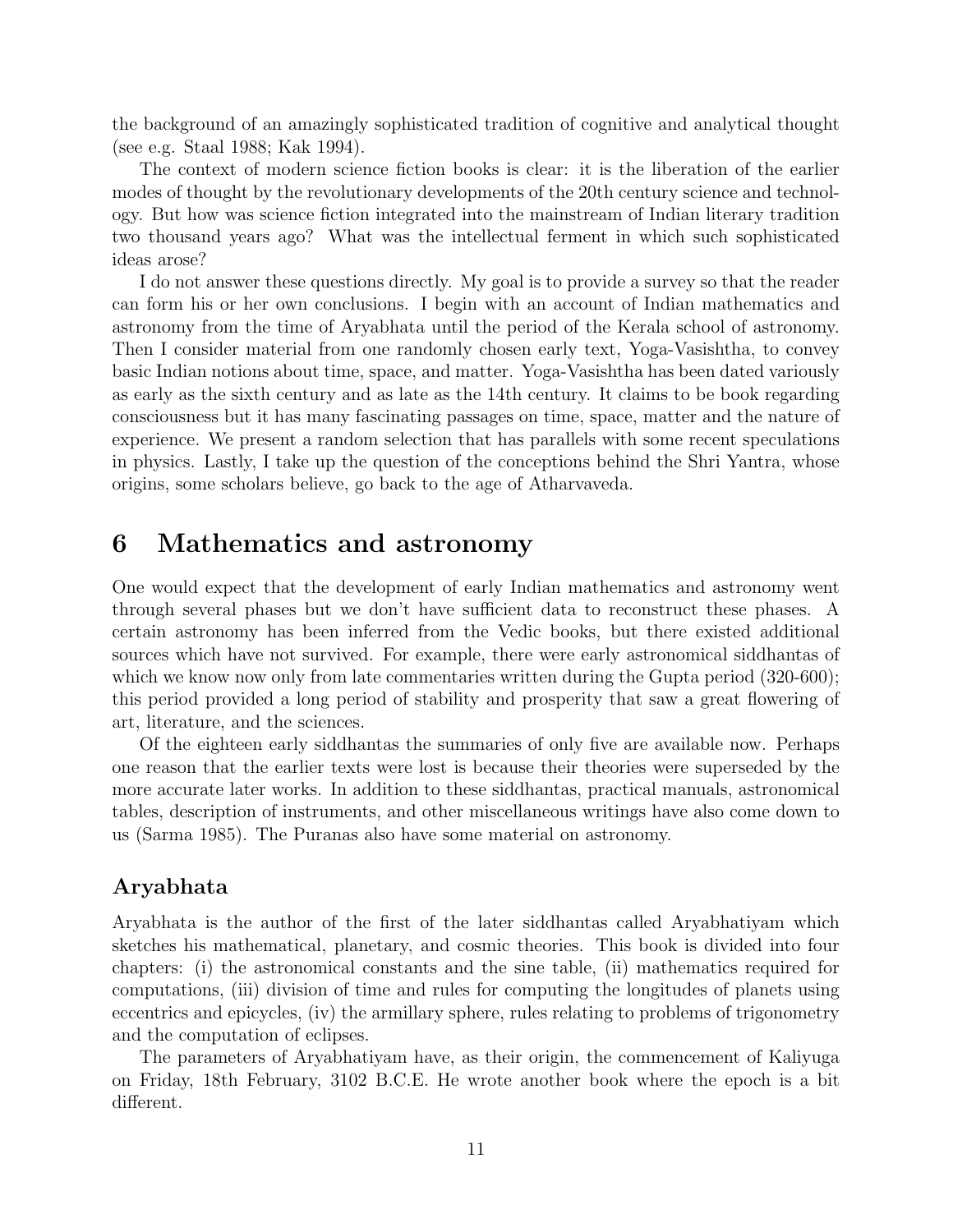the background of an amazingly sophisticated tradition of cognitive and analytical thought (see e.g. Staal 1988; Kak 1994).

The context of modern science fiction books is clear: it is the liberation of the earlier modes of thought by the revolutionary developments of the 20th century science and technology. But how was science fiction integrated into the mainstream of Indian literary tradition two thousand years ago? What was the intellectual ferment in which such sophisticated ideas arose?

I do not answer these questions directly. My goal is to provide a survey so that the reader can form his or her own conclusions. I begin with an account of Indian mathematics and astronomy from the time of Aryabhata until the period of the Kerala school of astronomy. Then I consider material from one randomly chosen early text, Yoga-Vasishtha, to convey basic Indian notions about time, space, and matter. Yoga-Vasishtha has been dated variously as early as the sixth century and as late as the 14th century. It claims to be book regarding consciousness but it has many fascinating passages on time, space, matter and the nature of experience. We present a random selection that has parallels with some recent speculations in physics. Lastly, I take up the question of the conceptions behind the Shri Yantra, whose origins, some scholars believe, go back to the age of Atharvaveda.

## 6 Mathematics and astronomy

One would expect that the development of early Indian mathematics and astronomy went through several phases but we don't have sufficient data to reconstruct these phases. A certain astronomy has been inferred from the Vedic books, but there existed additional sources which have not survived. For example, there were early astronomical siddhantas of which we know now only from late commentaries written during the Gupta period (320-600); this period provided a long period of stability and prosperity that saw a great flowering of art, literature, and the sciences.

Of the eighteen early siddhantas the summaries of only five are available now. Perhaps one reason that the earlier texts were lost is because their theories were superseded by the more accurate later works. In addition to these siddhantas, practical manuals, astronomical tables, description of instruments, and other miscellaneous writings have also come down to us (Sarma 1985). The Puranas also have some material on astronomy.

### Aryabhata

Aryabhata is the author of the first of the later siddhantas called Aryabhatiyam which sketches his mathematical, planetary, and cosmic theories. This book is divided into four chapters: (i) the astronomical constants and the sine table, (ii) mathematics required for computations, (iii) division of time and rules for computing the longitudes of planets using eccentrics and epicycles, (iv) the armillary sphere, rules relating to problems of trigonometry and the computation of eclipses.

The parameters of Aryabhatiyam have, as their origin, the commencement of Kaliyuga on Friday, 18th February, 3102 B.C.E. He wrote another book where the epoch is a bit different.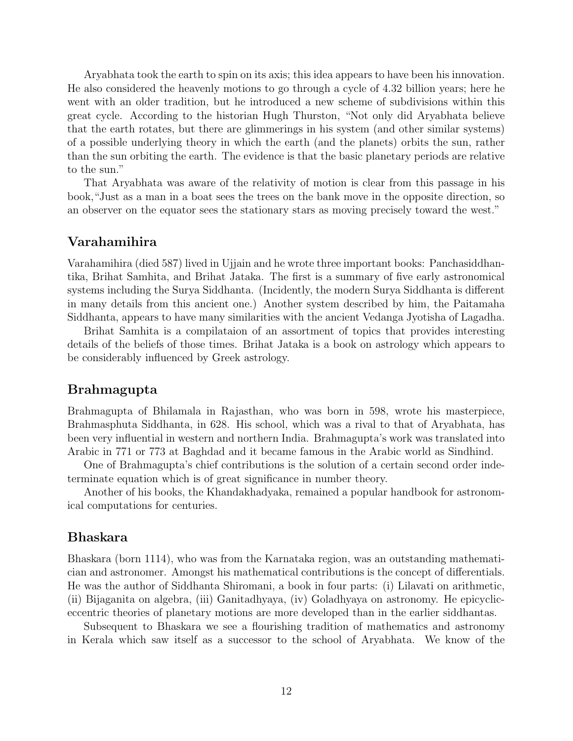Aryabhata took the earth to spin on its axis; this idea appears to have been his innovation. He also considered the heavenly motions to go through a cycle of 4.32 billion years; here he went with an older tradition, but he introduced a new scheme of subdivisions within this great cycle. According to the historian Hugh Thurston, "Not only did Aryabhata believe that the earth rotates, but there are glimmerings in his system (and other similar systems) of a possible underlying theory in which the earth (and the planets) orbits the sun, rather than the sun orbiting the earth. The evidence is that the basic planetary periods are relative to the sun."

That Aryabhata was aware of the relativity of motion is clear from this passage in his book,"Just as a man in a boat sees the trees on the bank move in the opposite direction, so an observer on the equator sees the stationary stars as moving precisely toward the west."

## Varahamihira

Varahamihira (died 587) lived in Ujjain and he wrote three important books: Panchasiddhantika, Brihat Samhita, and Brihat Jataka. The first is a summary of five early astronomical systems including the Surya Siddhanta. (Incidently, the modern Surya Siddhanta is different in many details from this ancient one.) Another system described by him, the Paitamaha Siddhanta, appears to have many similarities with the ancient Vedanga Jyotisha of Lagadha.

Brihat Samhita is a compilataion of an assortment of topics that provides interesting details of the beliefs of those times. Brihat Jataka is a book on astrology which appears to be considerably influenced by Greek astrology.

## Brahmagupta

Brahmagupta of Bhilamala in Rajasthan, who was born in 598, wrote his masterpiece, Brahmasphuta Siddhanta, in 628. His school, which was a rival to that of Aryabhata, has been very influential in western and northern India. Brahmagupta's work was translated into Arabic in 771 or 773 at Baghdad and it became famous in the Arabic world as Sindhind.

One of Brahmagupta's chief contributions is the solution of a certain second order indeterminate equation which is of great significance in number theory.

Another of his books, the Khandakhadyaka, remained a popular handbook for astronomical computations for centuries.

## Bhaskara

Bhaskara (born 1114), who was from the Karnataka region, was an outstanding mathematician and astronomer. Amongst his mathematical contributions is the concept of differentials. He was the author of Siddhanta Shiromani, a book in four parts: (i) Lilavati on arithmetic, (ii) Bijaganita on algebra, (iii) Ganitadhyaya, (iv) Goladhyaya on astronomy. He epicyclic-eccentric theories of planetary motions are more developed than in the earlier siddhantas.

Subsequent to Bhaskara we see a flourishing tradition of mathematics and astronomy in Kerala which saw itself as a successor to the school of Aryabhata. We know of the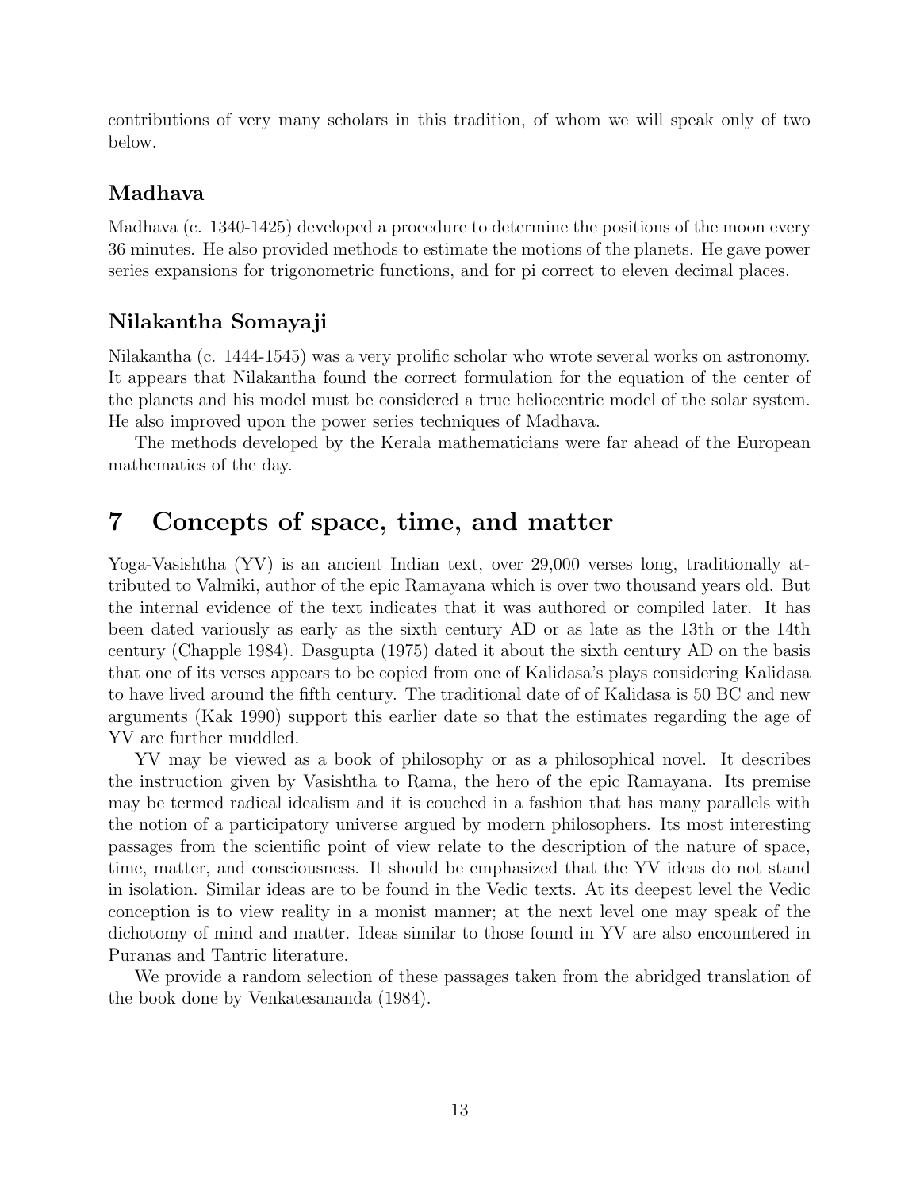contributions of very many scholars in this tradition, of whom we will speak only of two below.

### Madhava

Madhava (c. 1340-1425) developed a procedure to determine the positions of the moon every 36 minutes. He also provided methods to estimate the motions of the planets. He gave power series expansions for trigonometric functions, and for pi correct to eleven decimal places.

### Nilakantha Somayaji

Nilakantha (c. 1444-1545) was a very prolific scholar who wrote several works on astronomy. It appears that Nilakantha found the correct formulation for the equation of the center of the planets and his model must be considered a true heliocentric model of the solar system. He also improved upon the power series techniques of Madhava.

The methods developed by the Kerala mathematicians were far ahead of the European mathematics of the day.

## 7 Concepts of space, time, and matter

Yoga-Vasishtha (YV) is an ancient Indian text, over 29,000 verses long, traditionally attributed to Valmiki, author of the epic Ramayana which is over two thousand years old. But the internal evidence of the text indicates that it was authored or compiled later. It has been dated variously as early as the sixth century AD or as late as the 13th or the 14th century (Chapple 1984). Dasgupta (1975) dated it about the sixth century AD on the basis that one of its verses appears to be copied from one of Kalidasa's plays considering Kalidasa to have lived around the fifth century. The traditional date of of Kalidasa is 50 BC and new arguments (Kak 1990) support this earlier date so that the estimates regarding the age of YV are further muddled.

YV may be viewed as a book of philosophy or as a philosophical novel. It describes the instruction given by Vasishtha to Rama, the hero of the epic Ramayana. Its premise may be termed radical idealism and it is couched in a fashion that has many parallels with the notion of a participatory universe argued by modern philosophers. Its most interesting passages from the scientific point of view relate to the description of the nature of space, time, matter, and consciousness. It should be emphasized that the YV ideas do not stand in isolation. Similar ideas are to be found in the Vedic texts. At its deepest level the Vedic conception is to view reality in a monist manner; at the next level one may speak of the dichotomy of mind and matter. Ideas similar to those found in YV are also encountered in Puranas and Tantric literature.

We provide a random selection of these passages taken from the abridged translation of the book done by Venkatesananda (1984).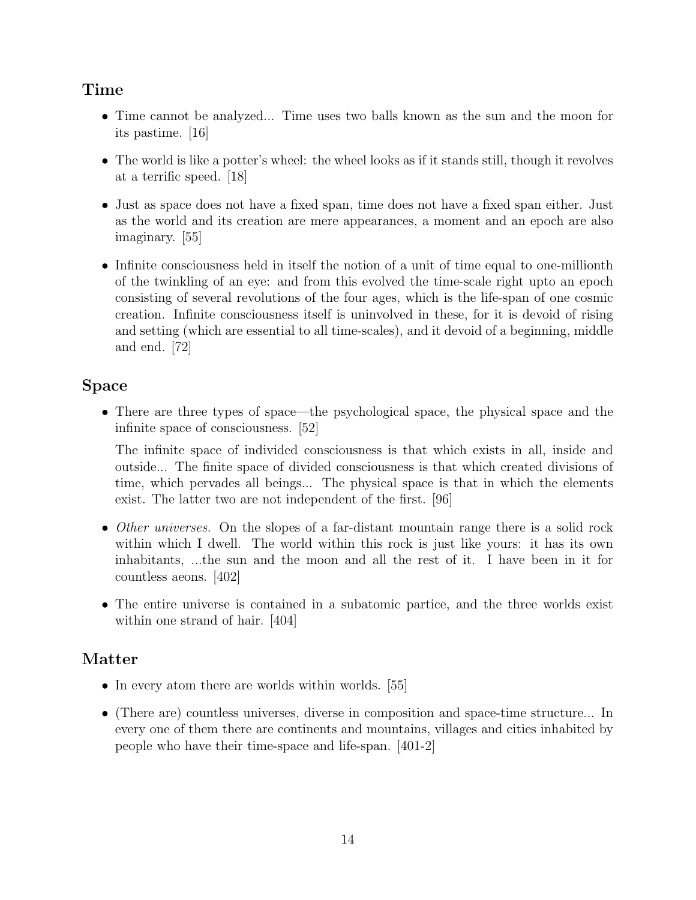## Time

- Time cannot be analyzed... Time uses two balls known as the sun and the moon for its pastime. [16]
- The world is like a potter's wheel: the wheel looks as if it stands still, though it revolves at a terrific speed. [18]
- Just as space does not have a fixed span, time does not have a fixed span either. Just as the world and its creation are mere appearances, a moment and an epoch are also imaginary. [55]
- Infinite consciousness held in itself the notion of a unit of time equal to one-millionth of the twinkling of an eye: and from this evolved the time-scale right upto an epoch consisting of several revolutions of the four ages, which is the life-span of one cosmic creation. Infinite consciousness itself is uninvolved in these, for it is devoid of rising and setting (which are essential to all time-scales), and it devoid of a beginning, middle and end. [72]

## Space

- There are three types of space—the psychological space, the physical space and the infinite space of consciousness. [52]

  The infinite space of individed consciousness is that which exists in all, inside and outside... The finite space of divided consciousness is that which created divisions of time, which pervades all beings... The physical space is that in which the elements exist. The latter two are not independent of the first. [96]

- *Other universes.* On the slopes of a far-distant mountain range there is a solid rock within which I dwell. The world within this rock is just like yours: it has its own inhabitants, ...the sun and the moon and all the rest of it. I have been in it for countless aeons. [402]
- The entire universe is contained in a subatomic partice, and the three worlds exist within one strand of hair. [404]

## Matter

- In every atom there are worlds within worlds. [55]
- (There are) countless universes, diverse in composition and space-time structure... In every one of them there are continents and mountains, villages and cities inhabited by people who have their time-space and life-span. [401-2]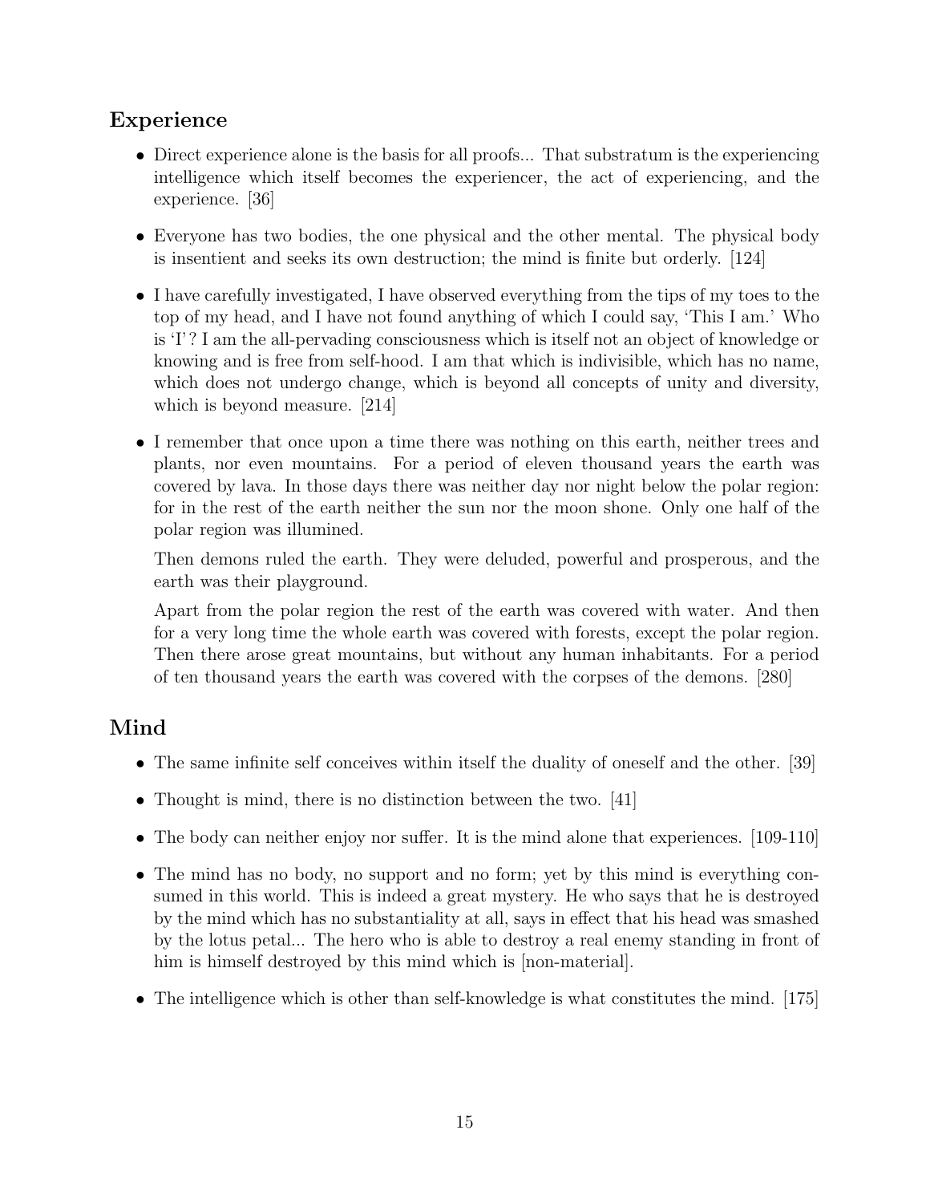## Experience

- Direct experience alone is the basis for all proofs... That substratum is the experiencing intelligence which itself becomes the experiencer, the act of experiencing, and the experience. [36]

- Everyone has two bodies, the one physical and the other mental. The physical body is insentient and seeks its own destruction; the mind is finite but orderly. [124]

- I have carefully investigated, I have observed everything from the tips of my toes to the top of my head, and I have not found anything of which I could say, 'This I am.' Who is 'I'? I am the all-pervading consciousness which is itself not an object of knowledge or knowing and is free from self-hood. I am that which is indivisible, which has no name, which does not undergo change, which is beyond all concepts of unity and diversity, which is beyond measure. [214]

- I remember that once upon a time there was nothing on this earth, neither trees and plants, nor even mountains. For a period of eleven thousand years the earth was covered by lava. In those days there was neither day nor night below the polar region: for in the rest of the earth neither the sun nor the moon shone. Only one half of the polar region was illumined.

  Then demons ruled the earth. They were deluded, powerful and prosperous, and the earth was their playground.

  Apart from the polar region the rest of the earth was covered with water. And then for a very long time the whole earth was covered with forests, except the polar region. Then there arose great mountains, but without any human inhabitants. For a period of ten thousand years the earth was covered with the corpses of the demons. [280]

## Mind

- The same infinite self conceives within itself the duality of oneself and the other. [39]

- Thought is mind, there is no distinction between the two. [41]

- The body can neither enjoy nor suffer. It is the mind alone that experiences. [109-110]

- The mind has no body, no support and no form; yet by this mind is everything consumed in this world. This is indeed a great mystery. He who says that he is destroyed by the mind which has no substantiality at all, says in effect that his head was smashed by the lotus petal... The hero who is able to destroy a real enemy standing in front of him is himself destroyed by this mind which is [non-material].

- The intelligence which is other than self-knowledge is what constitutes the mind. [175]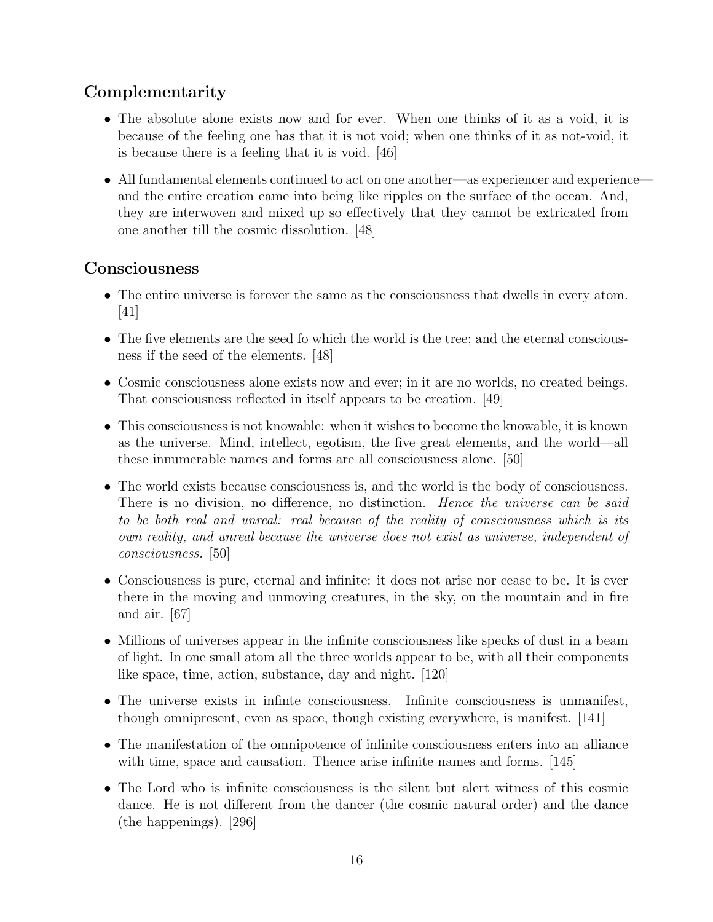## Complementarity

- The absolute alone exists now and for ever. When one thinks of it as a void, it is because of the feeling one has that it is not void; when one thinks of it as not-void, it is because there is a feeling that it is void. [46]

- All fundamental elements continued to act on one another—as experiencer and experience—and the entire creation came into being like ripples on the surface of the ocean. And, they are interwoven and mixed up so effectively that they cannot be extricated from one another till the cosmic dissolution. [48]

## Consciousness

- The entire universe is forever the same as the consciousness that dwells in every atom. [41]

- The five elements are the seed fo which the world is the tree; and the eternal consciousness if the seed of the elements. [48]

- Cosmic consciousness alone exists now and ever; in it are no worlds, no created beings. That consciousness reflected in itself appears to be creation. [49]

- This consciousness is not knowable: when it wishes to become the knowable, it is known as the universe. Mind, intellect, egotism, the five great elements, and the world—all these innumerable names and forms are all consciousness alone. [50]

- The world exists because consciousness is, and the world is the body of consciousness. There is no division, no difference, no distinction. *Hence the universe can be said to be both real and unreal: real because of the reality of consciousness which is its own reality, and unreal because the universe does not exist as universe, independent of consciousness.* [50]

- Consciousness is pure, eternal and infinite: it does not arise nor cease to be. It is ever there in the moving and unmoving creatures, in the sky, on the mountain and in fire and air. [67]

- Millions of universes appear in the infinite consciousness like specks of dust in a beam of light. In one small atom all the three worlds appear to be, with all their components like space, time, action, substance, day and night. [120]

- The universe exists in infinte consciousness. Infinite consciousness is unmanifest, though omnipresent, even as space, though existing everywhere, is manifest. [141]

- The manifestation of the omnipotence of infinite consciousness enters into an alliance with time, space and causation. Thence arise infinite names and forms. [145]

- The Lord who is infinite consciousness is the silent but alert witness of this cosmic dance. He is not different from the dancer (the cosmic natural order) and the dance (the happenings). [296]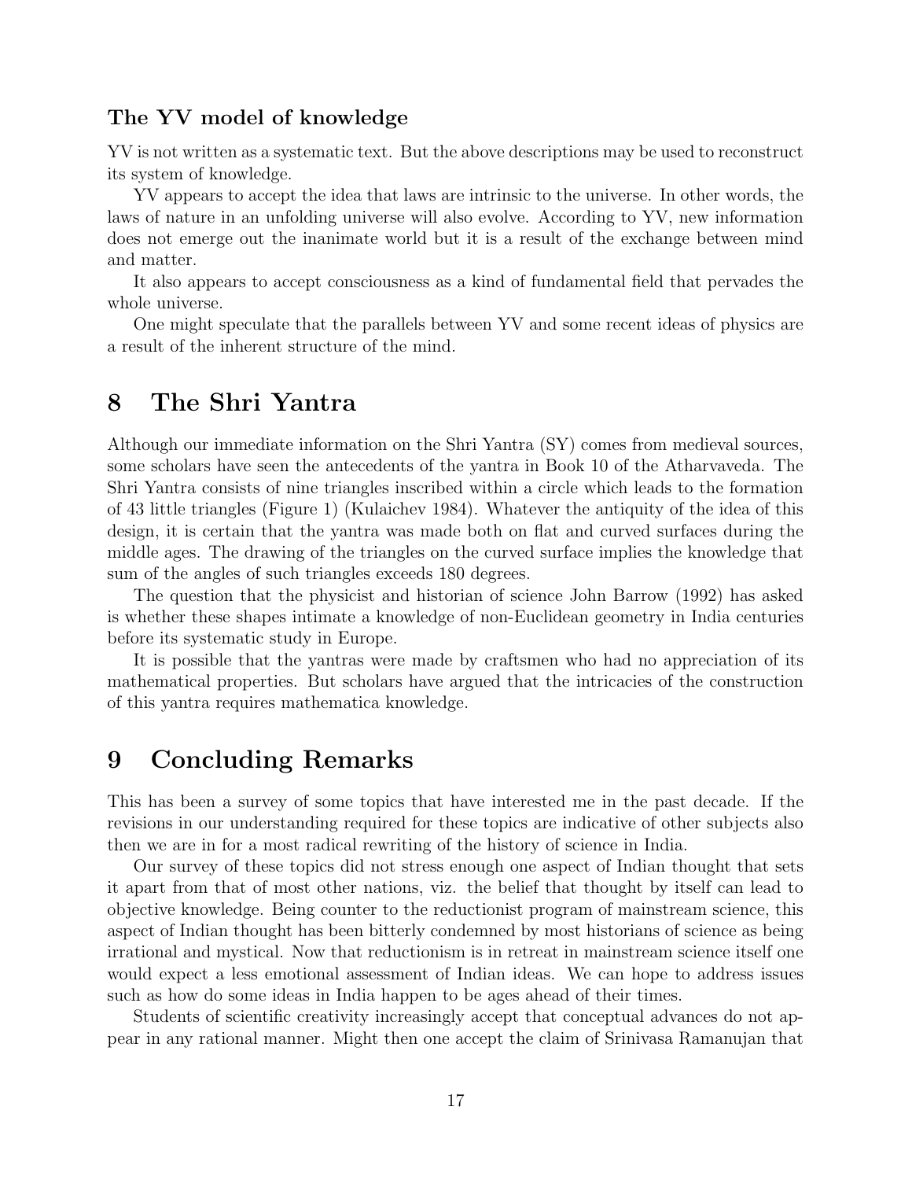### The YV model of knowledge

YV is not written as a systematic text. But the above descriptions may be used to reconstruct its system of knowledge.

YV appears to accept the idea that laws are intrinsic to the universe. In other words, the laws of nature in an unfolding universe will also evolve. According to YV, new information does not emerge out the inanimate world but it is a result of the exchange between mind and matter.

It also appears to accept consciousness as a kind of fundamental field that pervades the whole universe.

One might speculate that the parallels between YV and some recent ideas of physics are a result of the inherent structure of the mind.

## 8 The Shri Yantra

Although our immediate information on the Shri Yantra (SY) comes from medieval sources, some scholars have seen the antecedents of the yantra in Book 10 of the Atharvaveda. The Shri Yantra consists of nine triangles inscribed within a circle which leads to the formation of 43 little triangles (Figure 1) (Kulaichev 1984). Whatever the antiquity of the idea of this design, it is certain that the yantra was made both on flat and curved surfaces during the middle ages. The drawing of the triangles on the curved surface implies the knowledge that sum of the angles of such triangles exceeds 180 degrees.

The question that the physicist and historian of science John Barrow (1992) has asked is whether these shapes intimate a knowledge of non-Euclidean geometry in India centuries before its systematic study in Europe.

It is possible that the yantras were made by craftsmen who had no appreciation of its mathematical properties. But scholars have argued that the intricacies of the construction of this yantra requires mathematica knowledge.

## 9 Concluding Remarks

This has been a survey of some topics that have interested me in the past decade. If the revisions in our understanding required for these topics are indicative of other subjects also then we are in for a most radical rewriting of the history of science in India.

Our survey of these topics did not stress enough one aspect of Indian thought that sets it apart from that of most other nations, viz. the belief that thought by itself can lead to objective knowledge. Being counter to the reductionist program of mainstream science, this aspect of Indian thought has been bitterly condemned by most historians of science as being irrational and mystical. Now that reductionism is in retreat in mainstream science itself one would expect a less emotional assessment of Indian ideas. We can hope to address issues such as how do some ideas in India happen to be ages ahead of their times.

Students of scientific creativity increasingly accept that conceptual advances do not appear in any rational manner. Might then one accept the claim of Srinivasa Ramanujan that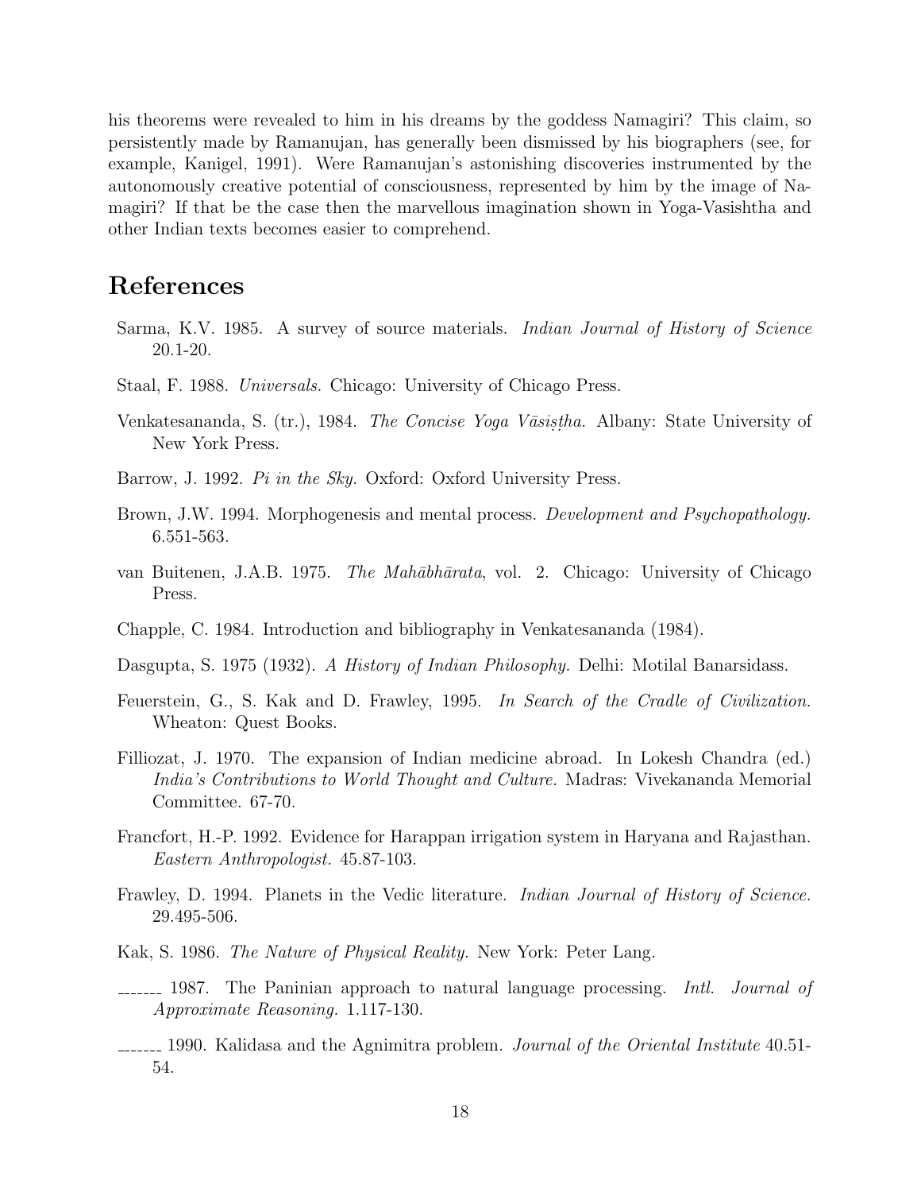his theorems were revealed to him in his dreams by the goddess Namagiri? This claim, so persistently made by Ramanujan, has generally been dismissed by his biographers (see, for example, Kanigel, 1991). Were Ramanujan's astonishing discoveries instrumented by the autonomously creative potential of consciousness, represented by him by the image of Namagiri? If that be the case then the marvellous imagination shown in Yoga-Vasishtha and other Indian texts becomes easier to comprehend.

# References

Sarma, K.V. 1985. A survey of source materials. *Indian Journal of History of Science* 20.1-20.

Staal, F. 1988. *Universals.* Chicago: University of Chicago Press.

Venkatesananda, S. (tr.), 1984. *The Concise Yoga Vāsiṣṭha.* Albany: State University of New York Press.

Barrow, J. 1992. *Pi in the Sky.* Oxford: Oxford University Press.

Brown, J.W. 1994. Morphogenesis and mental process. *Development and Psychopathology.* 6.551-563.

van Buitenen, J.A.B. 1975. *The Mahābhārata*, vol. 2. Chicago: University of Chicago Press.

Chapple, C. 1984. Introduction and bibliography in Venkatesananda (1984).

Dasgupta, S. 1975 (1932). *A History of Indian Philosophy.* Delhi: Motilal Banarsidass.

Feuerstein, G., S. Kak and D. Frawley, 1995. *In Search of the Cradle of Civilization.* Wheaton: Quest Books.

Filliozat, J. 1970. The expansion of Indian medicine abroad. In Lokesh Chandra (ed.) *India's Contributions to World Thought and Culture.* Madras: Vivekananda Memorial Committee. 67-70.

Francfort, H.-P. 1992. Evidence for Harappan irrigation system in Haryana and Rajasthan. *Eastern Anthropologist.* 45.87-103.

Frawley, D. 1994. Planets in the Vedic literature. *Indian Journal of History of Science.* 29.495-506.

Kak, S. 1986. *The Nature of Physical Reality.* New York: Peter Lang.

\_\_\_\_\_\_\_ 1987. The Paninian approach to natural language processing. *Intl. Journal of Approximate Reasoning.* 1.117-130.

\_\_\_\_\_\_\_ 1990. Kalidasa and the Agnimitra problem. *Journal of the Oriental Institute* 40.51-54.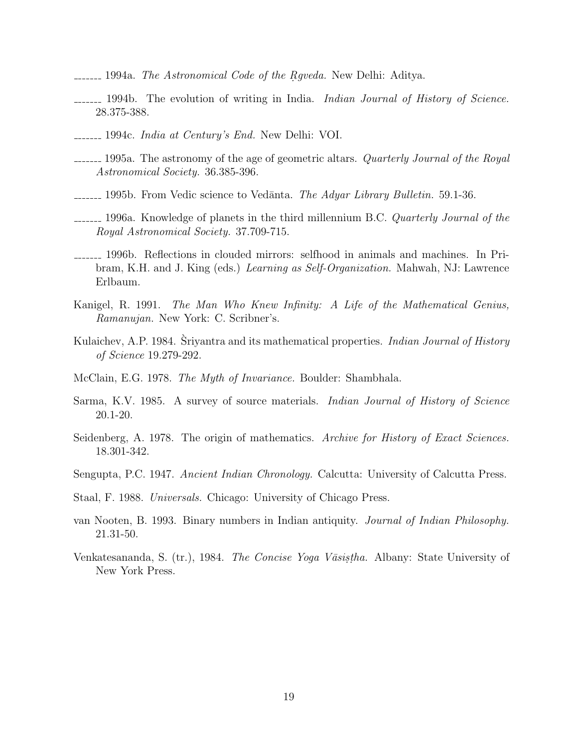\_\_\_\_\_\_\_ 1994a. *The Astronomical Code of the Ṛgveda.* New Delhi: Aditya.

\_\_\_\_\_\_\_ 1994b. The evolution of writing in India. *Indian Journal of History of Science.* 28.375-388.

\_\_\_\_\_\_\_ 1994c. *India at Century's End.* New Delhi: VOI.

\_\_\_\_\_\_\_ 1995a. The astronomy of the age of geometric altars. *Quarterly Journal of the Royal Astronomical Society.* 36.385-396.

\_\_\_\_\_\_\_ 1995b. From Vedic science to Vedānta. *The Adyar Library Bulletin.* 59.1-36.

\_\_\_\_\_\_\_ 1996a. Knowledge of planets in the third millennium B.C. *Quarterly Journal of the Royal Astronomical Society.* 37.709-715.

\_\_\_\_\_\_\_ 1996b. Reflections in clouded mirrors: selfhood in animals and machines. In Pribram, K.H. and J. King (eds.) *Learning as Self-Organization.* Mahwah, NJ: Lawrence Erlbaum.

Kanigel, R. 1991. *The Man Who Knew Infinity: A Life of the Mathematical Genius, Ramanujan.* New York: C. Scribner's.

Kulaichev, A.P. 1984. S̀riyantra and its mathematical properties. *Indian Journal of History of Science* 19.279-292.

McClain, E.G. 1978. *The Myth of Invariance.* Boulder: Shambhala.

Sarma, K.V. 1985. A survey of source materials. *Indian Journal of History of Science* 20.1-20.

Seidenberg, A. 1978. The origin of mathematics. *Archive for History of Exact Sciences.* 18.301-342.

Sengupta, P.C. 1947. *Ancient Indian Chronology.* Calcutta: University of Calcutta Press.

Staal, F. 1988. *Universals.* Chicago: University of Chicago Press.

van Nooten, B. 1993. Binary numbers in Indian antiquity. *Journal of Indian Philosophy.* 21.31-50.

Venkatesananda, S. (tr.), 1984. *The Concise Yoga Vāsiṣṭha.* Albany: State University of New York Press.